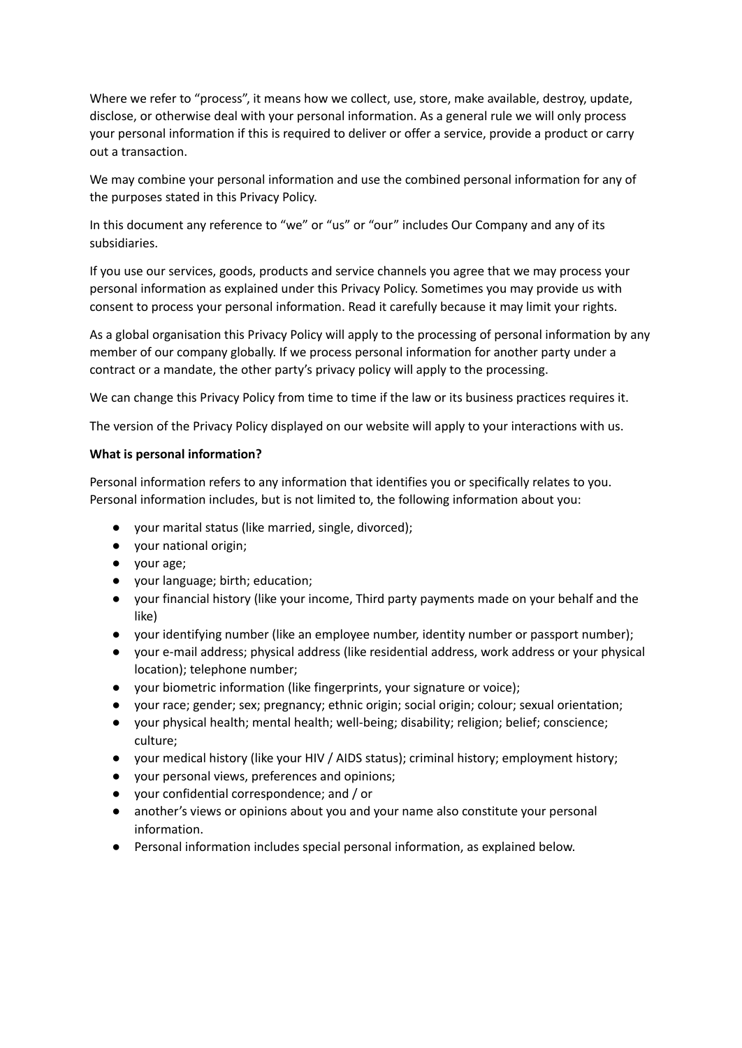Where we refer to "process", it means how we collect, use, store, make available, destroy, update, disclose, or otherwise deal with your personal information. As a general rule we will only process your personal information if this is required to deliver or offer a service, provide a product or carry out a transaction.

We may combine your personal information and use the combined personal information for any of the purposes stated in this Privacy Policy.

In this document any reference to "we" or "us" or "our" includes Our Company and any of its subsidiaries.

If you use our services, goods, products and service channels you agree that we may process your personal information as explained under this Privacy Policy. Sometimes you may provide us with consent to process your personal information. Read it carefully because it may limit your rights.

As a global organisation this Privacy Policy will apply to the processing of personal information by any member of our company globally. If we process personal information for another party under a contract or a mandate, the other party's privacy policy will apply to the processing.

We can change this Privacy Policy from time to time if the law or its business practices requires it.

The version of the Privacy Policy displayed on our website will apply to your interactions with us.

**What is personal information?**

Personal information refers to any information that identifies you or specifically relates to you. Personal information includes, but is not limited to, the following information about you:

- your marital status (like married, single, divorced);
- your national origin;
- your age;
- your language; birth; education;
- your financial history (like your income, Third party payments made on your behalf and the like)
- your identifying number (like an employee number, identity number or passport number);
- your e-mail address; physical address (like residential address, work address or your physical location); telephone number;
- your biometric information (like fingerprints, your signature or voice);
- your race; gender; sex; pregnancy; ethnic origin; social origin; colour; sexual orientation;
- your physical health; mental health; well-being; disability; religion; belief; conscience; culture;
- your medical history (like your HIV / AIDS status); criminal history; employment history;
- your personal views, preferences and opinions;
- your confidential correspondence; and / or
- another's views or opinions about you and your name also constitute your personal information.
- Personal information includes special personal information, as explained below.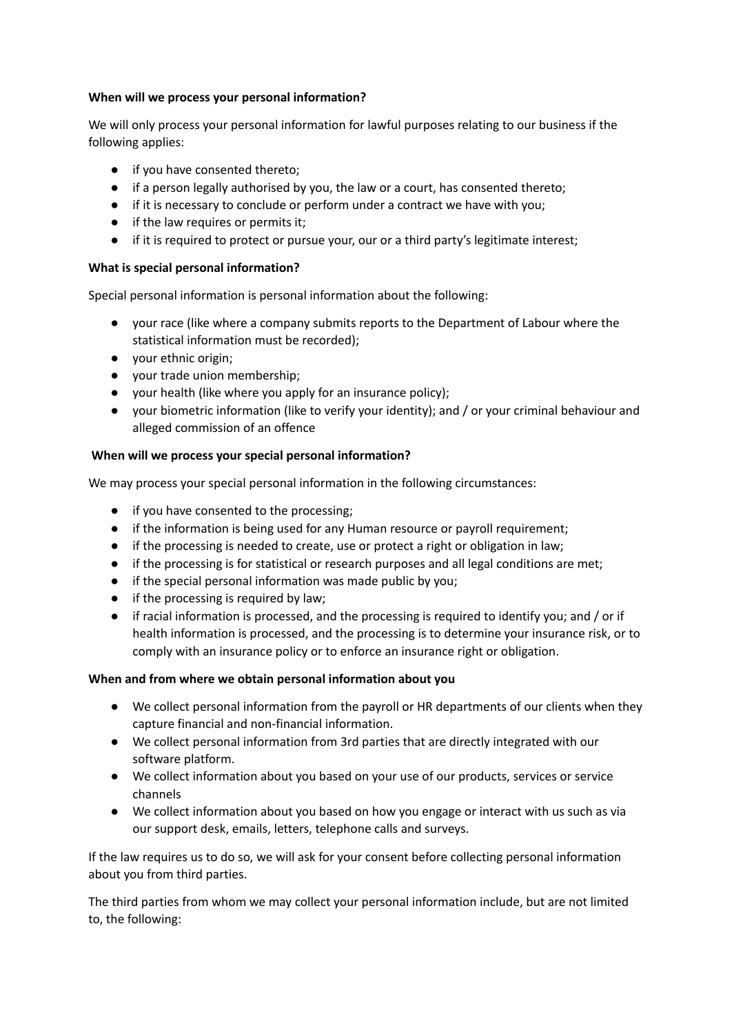**When will we process your personal information?**

We will only process your personal information for lawful purposes relating to our business if the following applies:

- if you have consented thereto;
- if a person legally authorised by you, the law or a court, has consented thereto;
- if it is necessary to conclude or perform under a contract we have with you;
- if the law requires or permits it;
- if it is required to protect or pursue your, our or a third party's legitimate interest;

**What is special personal information?**

Special personal information is personal information about the following:

- your race (like where a company submits reports to the Department of Labour where the statistical information must be recorded);
- your ethnic origin;
- your trade union membership;
- your health (like where you apply for an insurance policy);
- your biometric information (like to verify your identity); and / or your criminal behaviour and alleged commission of an offence

**When will we process your special personal information?**

We may process your special personal information in the following circumstances:

- if you have consented to the processing;
- if the information is being used for any Human resource or payroll requirement;
- if the processing is needed to create, use or protect a right or obligation in law;
- if the processing is for statistical or research purposes and all legal conditions are met;
- if the special personal information was made public by you;
- if the processing is required by law;
- if racial information is processed, and the processing is required to identify you; and / or if health information is processed, and the processing is to determine your insurance risk, or to comply with an insurance policy or to enforce an insurance right or obligation.

**When and from where we obtain personal information about you**

- We collect personal information from the payroll or HR departments of our clients when they capture financial and non-financial information.
- We collect personal information from 3rd parties that are directly integrated with our software platform.
- We collect information about you based on your use of our products, services or service channels
- We collect information about you based on how you engage or interact with us such as via our support desk, emails, letters, telephone calls and surveys.

If the law requires us to do so, we will ask for your consent before collecting personal information about you from third parties.

The third parties from whom we may collect your personal information include, but are not limited to, the following: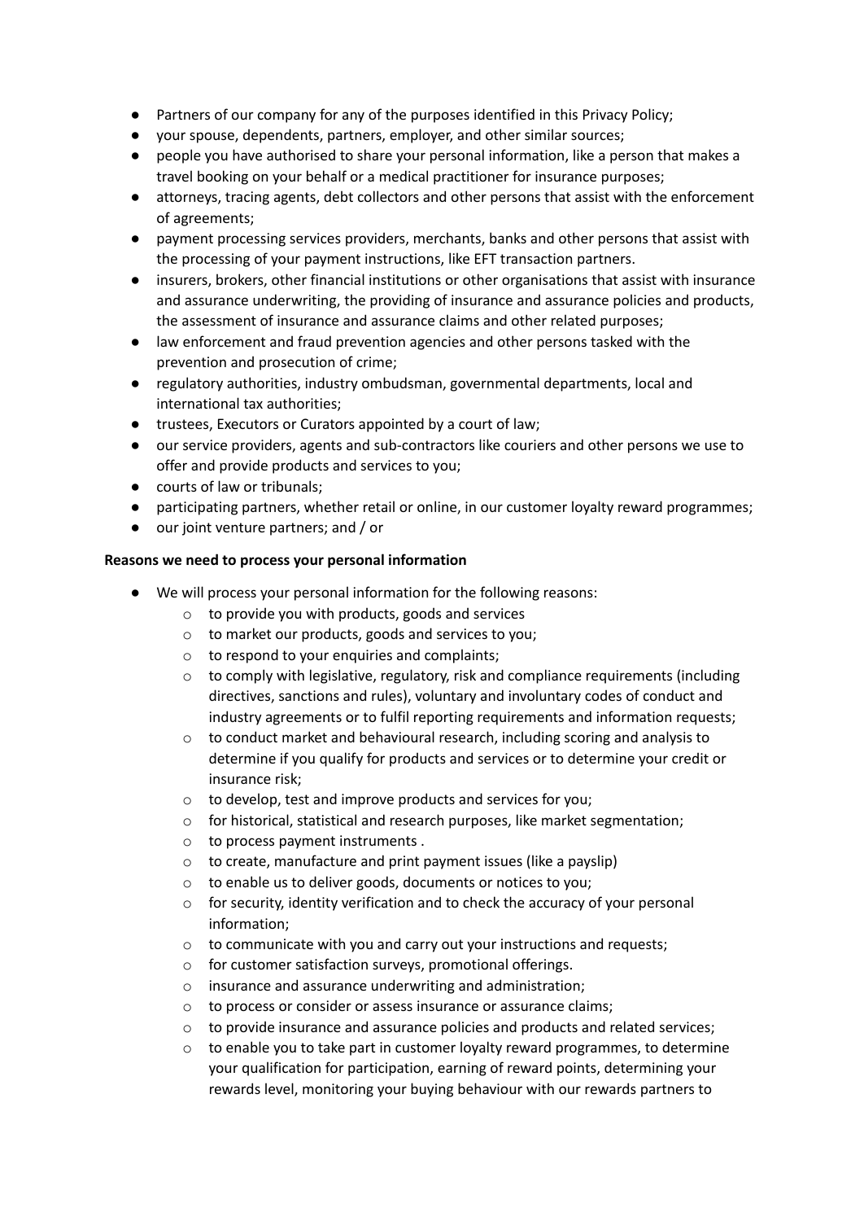- Partners of our company for any of the purposes identified in this Privacy Policy;
- your spouse, dependents, partners, employer, and other similar sources;
- people you have authorised to share your personal information, like a person that makes a travel booking on your behalf or a medical practitioner for insurance purposes;
- attorneys, tracing agents, debt collectors and other persons that assist with the enforcement of agreements;
- payment processing services providers, merchants, banks and other persons that assist with the processing of your payment instructions, like EFT transaction partners.
- insurers, brokers, other financial institutions or other organisations that assist with insurance and assurance underwriting, the providing of insurance and assurance policies and products, the assessment of insurance and assurance claims and other related purposes;
- law enforcement and fraud prevention agencies and other persons tasked with the prevention and prosecution of crime;
- regulatory authorities, industry ombudsman, governmental departments, local and international tax authorities;
- trustees, Executors or Curators appointed by a court of law;
- our service providers, agents and sub-contractors like couriers and other persons we use to offer and provide products and services to you;
- courts of law or tribunals;
- participating partners, whether retail or online, in our customer loyalty reward programmes;
- our joint venture partners; and / or

**Reasons we need to process your personal information**

- We will process your personal information for the following reasons:
    - to provide you with products, goods and services
    - to market our products, goods and services to you;
    - to respond to your enquiries and complaints;
    - to comply with legislative, regulatory, risk and compliance requirements (including directives, sanctions and rules), voluntary and involuntary codes of conduct and industry agreements or to fulfil reporting requirements and information requests;
    - to conduct market and behavioural research, including scoring and analysis to determine if you qualify for products and services or to determine your credit or insurance risk;
    - to develop, test and improve products and services for you;
    - for historical, statistical and research purposes, like market segmentation;
    - to process payment instruments .
    - to create, manufacture and print payment issues (like a payslip)
    - to enable us to deliver goods, documents or notices to you;
    - for security, identity verification and to check the accuracy of your personal information;
    - to communicate with you and carry out your instructions and requests;
    - for customer satisfaction surveys, promotional offerings.
    - insurance and assurance underwriting and administration;
    - to process or consider or assess insurance or assurance claims;
    - to provide insurance and assurance policies and products and related services;
    - to enable you to take part in customer loyalty reward programmes, to determine your qualification for participation, earning of reward points, determining your rewards level, monitoring your buying behaviour with our rewards partners to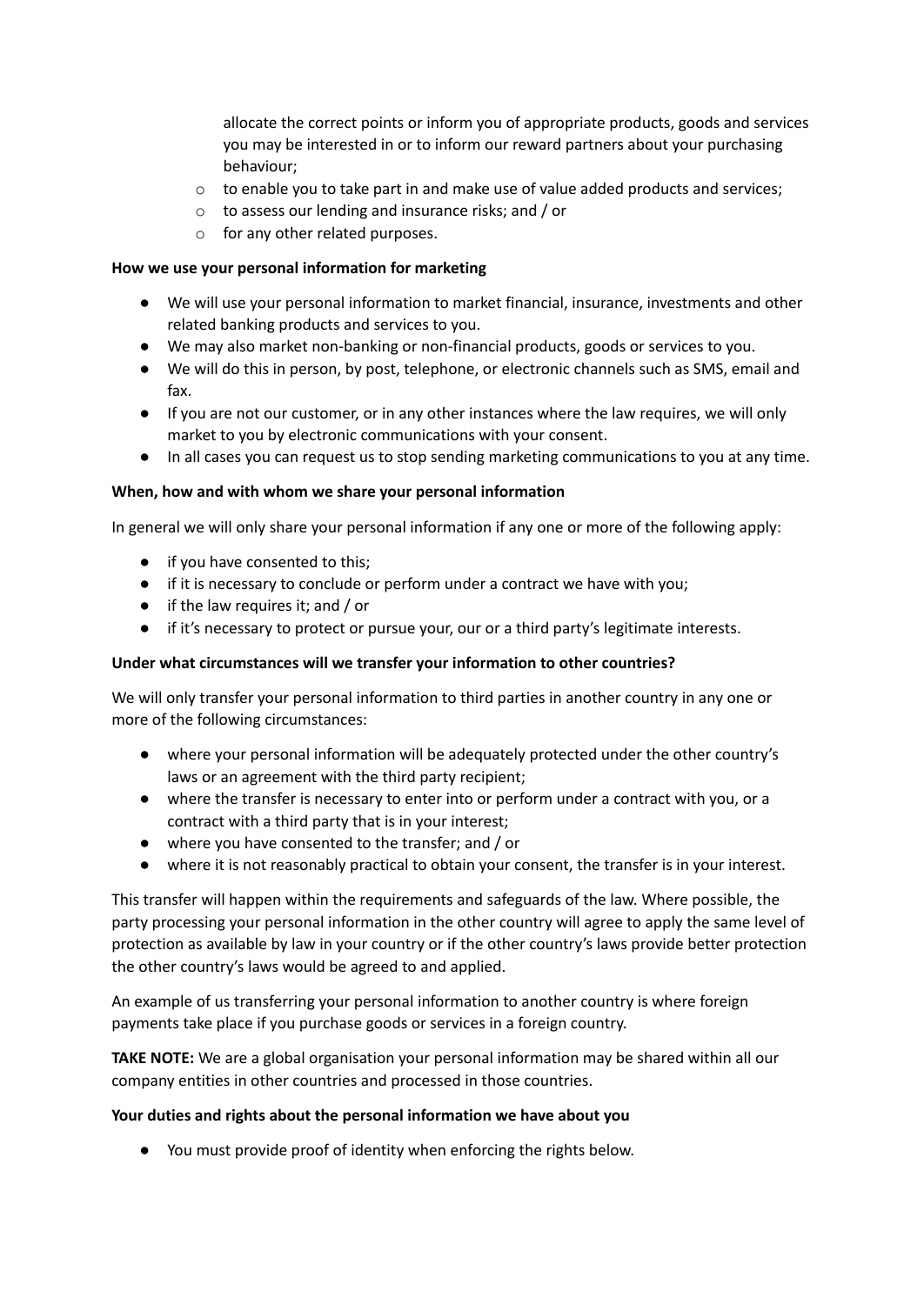allocate the correct points or inform you of appropriate products, goods and services you may be interested in or to inform our reward partners about your purchasing behaviour;

- to enable you to take part in and make use of value added products and services;
- to assess our lending and insurance risks; and / or
- for any other related purposes.

**How we use your personal information for marketing**

- We will use your personal information to market financial, insurance, investments and other related banking products and services to you.
- We may also market non-banking or non-financial products, goods or services to you.
- We will do this in person, by post, telephone, or electronic channels such as SMS, email and fax.
- If you are not our customer, or in any other instances where the law requires, we will only market to you by electronic communications with your consent.
- In all cases you can request us to stop sending marketing communications to you at any time.

**When, how and with whom we share your personal information**

In general we will only share your personal information if any one or more of the following apply:

- if you have consented to this;
- if it is necessary to conclude or perform under a contract we have with you;
- if the law requires it; and / or
- if it's necessary to protect or pursue your, our or a third party's legitimate interests.

**Under what circumstances will we transfer your information to other countries?**

We will only transfer your personal information to third parties in another country in any one or more of the following circumstances:

- where your personal information will be adequately protected under the other country's laws or an agreement with the third party recipient;
- where the transfer is necessary to enter into or perform under a contract with you, or a contract with a third party that is in your interest;
- where you have consented to the transfer; and / or
- where it is not reasonably practical to obtain your consent, the transfer is in your interest.

This transfer will happen within the requirements and safeguards of the law. Where possible, the party processing your personal information in the other country will agree to apply the same level of protection as available by law in your country or if the other country's laws provide better protection the other country's laws would be agreed to and applied.

An example of us transferring your personal information to another country is where foreign payments take place if you purchase goods or services in a foreign country.

**TAKE NOTE:** We are a global organisation your personal information may be shared within all our company entities in other countries and processed in those countries.

**Your duties and rights about the personal information we have about you**

- You must provide proof of identity when enforcing the rights below.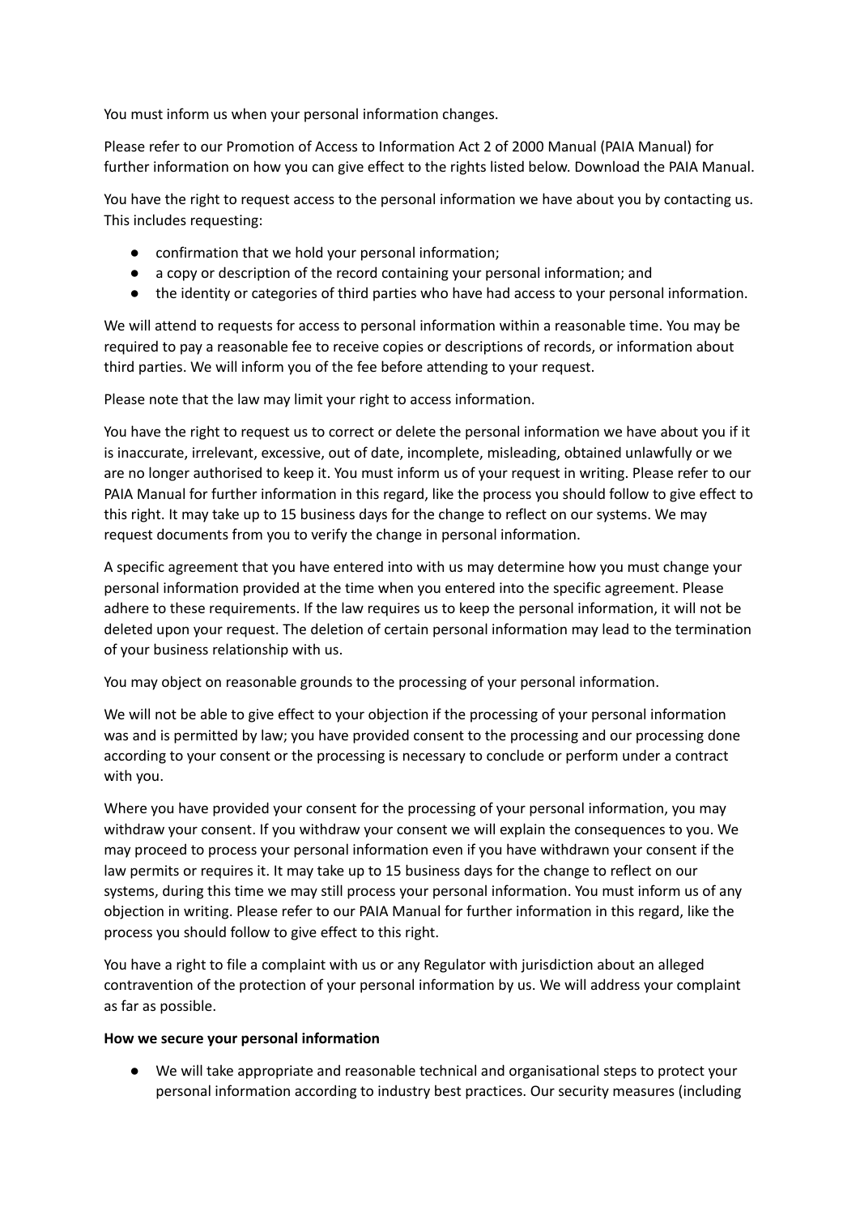You must inform us when your personal information changes.

Please refer to our Promotion of Access to Information Act 2 of 2000 Manual (PAIA Manual) for further information on how you can give effect to the rights listed below. Download the PAIA Manual.

You have the right to request access to the personal information we have about you by contacting us. This includes requesting:

- confirmation that we hold your personal information;
- a copy or description of the record containing your personal information; and
- the identity or categories of third parties who have had access to your personal information.

We will attend to requests for access to personal information within a reasonable time. You may be required to pay a reasonable fee to receive copies or descriptions of records, or information about third parties. We will inform you of the fee before attending to your request.

Please note that the law may limit your right to access information.

You have the right to request us to correct or delete the personal information we have about you if it is inaccurate, irrelevant, excessive, out of date, incomplete, misleading, obtained unlawfully or we are no longer authorised to keep it. You must inform us of your request in writing. Please refer to our PAIA Manual for further information in this regard, like the process you should follow to give effect to this right. It may take up to 15 business days for the change to reflect on our systems. We may request documents from you to verify the change in personal information.

A specific agreement that you have entered into with us may determine how you must change your personal information provided at the time when you entered into the specific agreement. Please adhere to these requirements. If the law requires us to keep the personal information, it will not be deleted upon your request. The deletion of certain personal information may lead to the termination of your business relationship with us.

You may object on reasonable grounds to the processing of your personal information.

We will not be able to give effect to your objection if the processing of your personal information was and is permitted by law; you have provided consent to the processing and our processing done according to your consent or the processing is necessary to conclude or perform under a contract with you.

Where you have provided your consent for the processing of your personal information, you may withdraw your consent. If you withdraw your consent we will explain the consequences to you. We may proceed to process your personal information even if you have withdrawn your consent if the law permits or requires it. It may take up to 15 business days for the change to reflect on our systems, during this time we may still process your personal information. You must inform us of any objection in writing. Please refer to our PAIA Manual for further information in this regard, like the process you should follow to give effect to this right.

You have a right to file a complaint with us or any Regulator with jurisdiction about an alleged contravention of the protection of your personal information by us. We will address your complaint as far as possible.

**How we secure your personal information**

- We will take appropriate and reasonable technical and organisational steps to protect your personal information according to industry best practices. Our security measures (including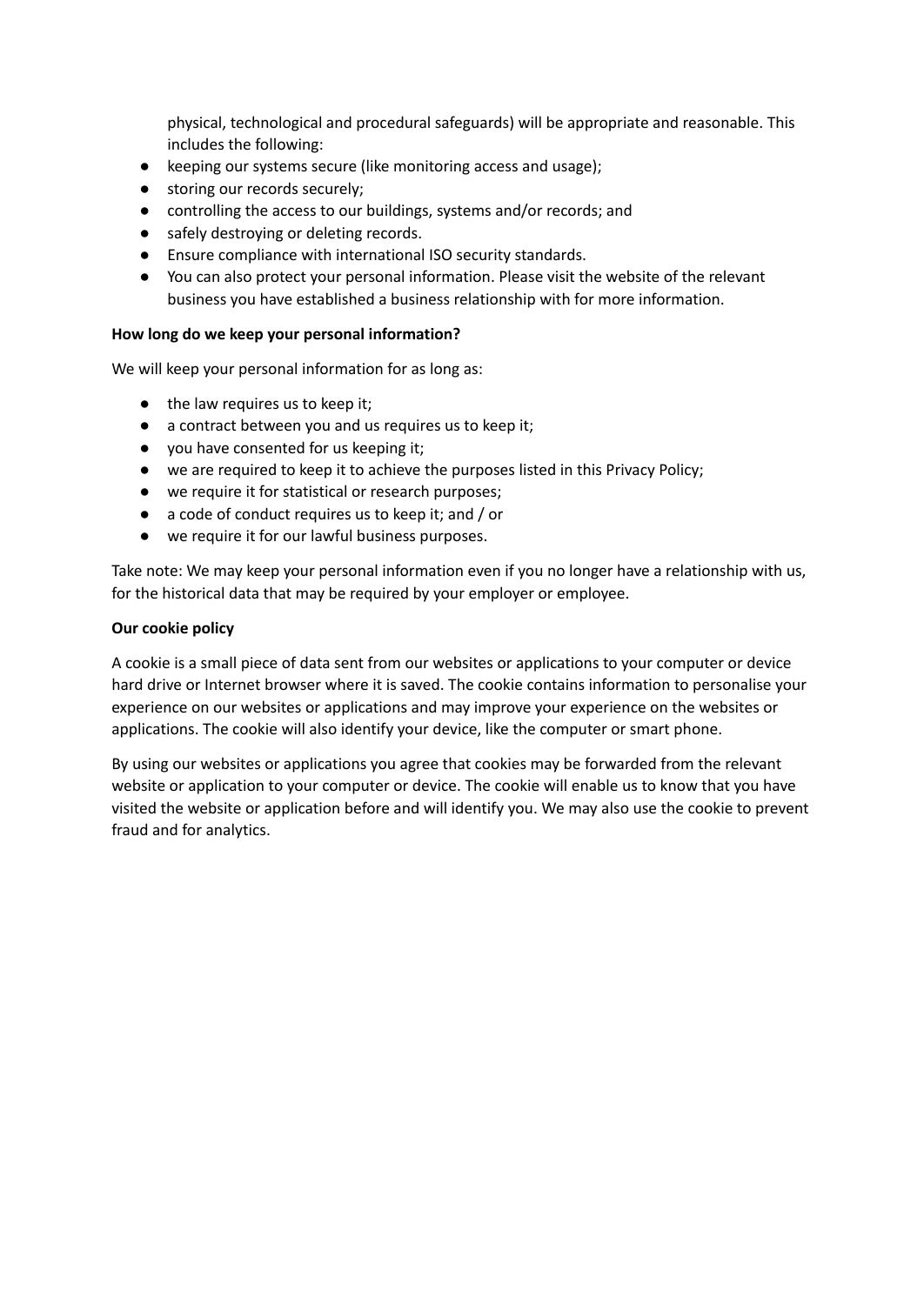physical, technological and procedural safeguards) will be appropriate and reasonable. This includes the following:

- keeping our systems secure (like monitoring access and usage);
- storing our records securely;
- controlling the access to our buildings, systems and/or records; and
- safely destroying or deleting records.
- Ensure compliance with international ISO security standards.
- You can also protect your personal information. Please visit the website of the relevant business you have established a business relationship with for more information.

**How long do we keep your personal information?**

We will keep your personal information for as long as:

- the law requires us to keep it;
- a contract between you and us requires us to keep it;
- you have consented for us keeping it;
- we are required to keep it to achieve the purposes listed in this Privacy Policy;
- we require it for statistical or research purposes;
- a code of conduct requires us to keep it; and / or
- we require it for our lawful business purposes.

Take note: We may keep your personal information even if you no longer have a relationship with us, for the historical data that may be required by your employer or employee.

**Our cookie policy**

A cookie is a small piece of data sent from our websites or applications to your computer or device hard drive or Internet browser where it is saved. The cookie contains information to personalise your experience on our websites or applications and may improve your experience on the websites or applications. The cookie will also identify your device, like the computer or smart phone.

By using our websites or applications you agree that cookies may be forwarded from the relevant website or application to your computer or device. The cookie will enable us to know that you have visited the website or application before and will identify you. We may also use the cookie to prevent fraud and for analytics.